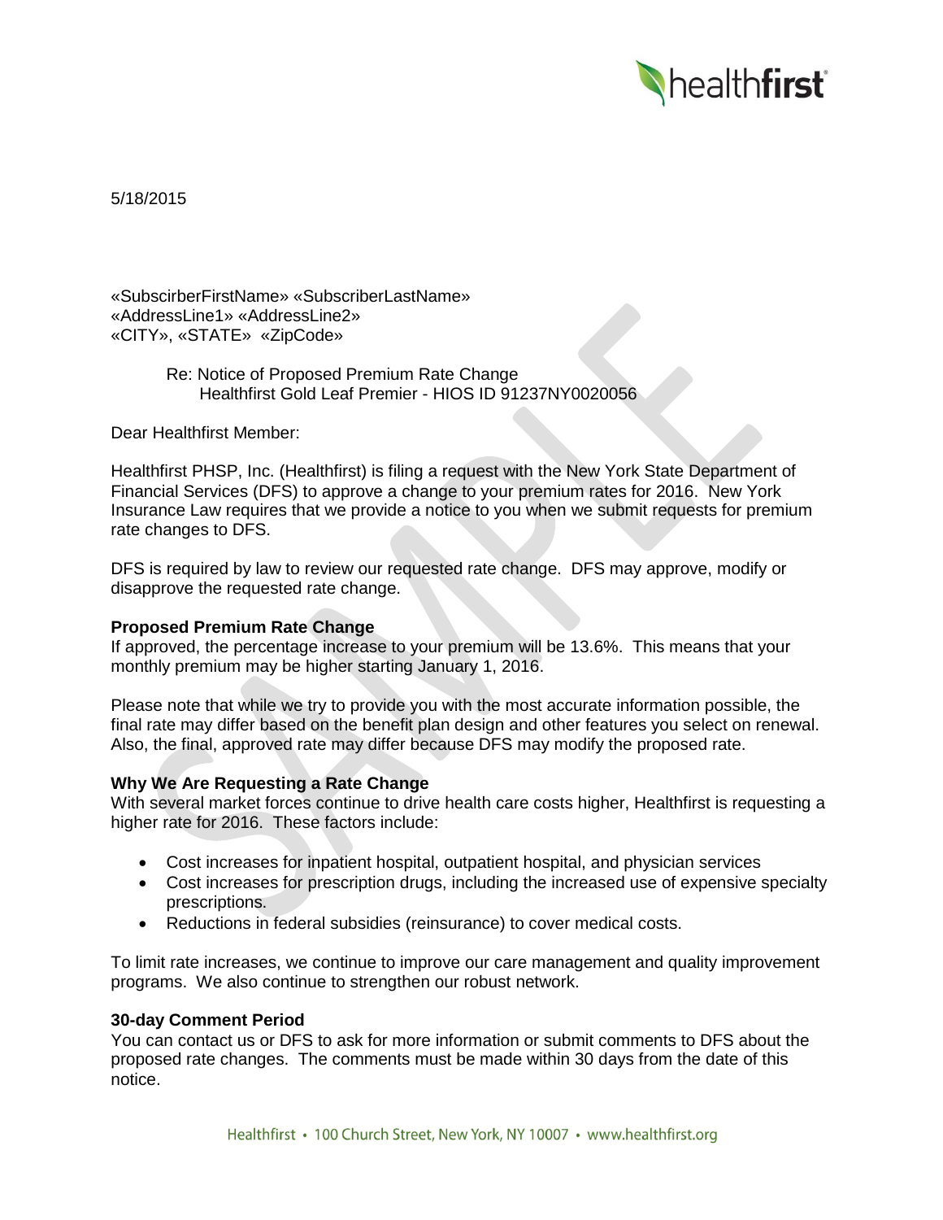5/18/2015

«SubscirberFirstName» «SubscriberLastName»
«AddressLine1» «AddressLine2»
«CITY», «STATE» «ZipCode»

Re: Notice of Proposed Premium Rate Change
Healthfirst Gold Leaf Premier - HIOS ID 91237NY0020056

Dear Healthfirst Member:

Healthfirst PHSP, Inc. (Healthfirst) is filing a request with the New York State Department of Financial Services (DFS) to approve a change to your premium rates for 2016. New York Insurance Law requires that we provide a notice to you when we submit requests for premium rate changes to DFS.

DFS is required by law to review our requested rate change. DFS may approve, modify or disapprove the requested rate change.

**Proposed Premium Rate Change**

If approved, the percentage increase to your premium will be 13.6%. This means that your monthly premium may be higher starting January 1, 2016.

Please note that while we try to provide you with the most accurate information possible, the final rate may differ based on the benefit plan design and other features you select on renewal. Also, the final, approved rate may differ because DFS may modify the proposed rate.

**Why We Are Requesting a Rate Change**

With several market forces continue to drive health care costs higher, Healthfirst is requesting a higher rate for 2016. These factors include:

- Cost increases for inpatient hospital, outpatient hospital, and physician services
- Cost increases for prescription drugs, including the increased use of expensive specialty prescriptions.
- Reductions in federal subsidies (reinsurance) to cover medical costs.

To limit rate increases, we continue to improve our care management and quality improvement programs. We also continue to strengthen our robust network.

**30-day Comment Period**

You can contact us or DFS to ask for more information or submit comments to DFS about the proposed rate changes. The comments must be made within 30 days from the date of this notice.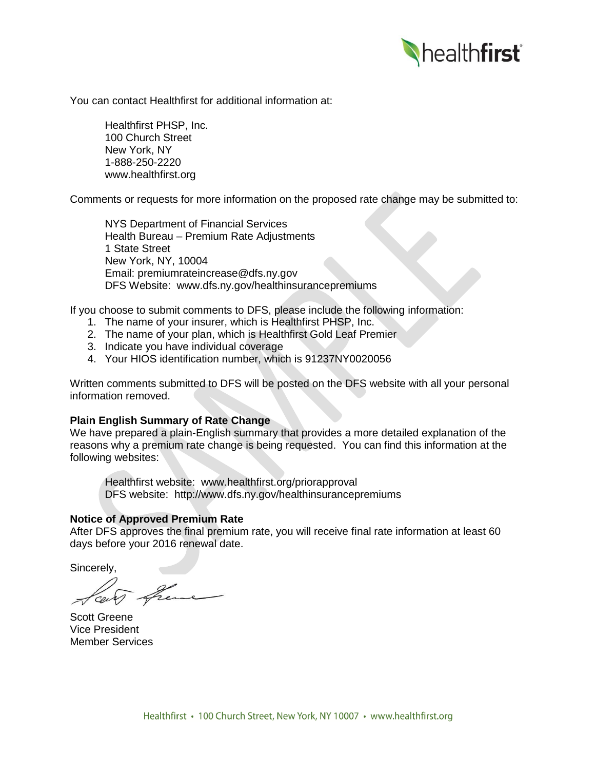You can contact Healthfirst for additional information at:

Healthfirst PHSP, Inc.
100 Church Street
New York, NY
1-888-250-2220
www.healthfirst.org

Comments or requests for more information on the proposed rate change may be submitted to:

NYS Department of Financial Services
Health Bureau – Premium Rate Adjustments
1 State Street
New York, NY, 10004
Email: premiumrateincrease@dfs.ny.gov
DFS Website: www.dfs.ny.gov/healthinsurancepremiums

If you choose to submit comments to DFS, please include the following information:

1. The name of your insurer, which is Healthfirst PHSP, Inc.
2. The name of your plan, which is Healthfirst Gold Leaf Premier
3. Indicate you have individual coverage
4. Your HIOS identification number, which is 91237NY0020056

Written comments submitted to DFS will be posted on the DFS website with all your personal information removed.

**Plain English Summary of Rate Change**

We have prepared a plain-English summary that provides a more detailed explanation of the reasons why a premium rate change is being requested. You can find this information at the following websites:

Healthfirst website: www.healthfirst.org/priorapproval
DFS website: http://www.dfs.ny.gov/healthinsurancepremiums

**Notice of Approved Premium Rate**

After DFS approves the final premium rate, you will receive final rate information at least 60 days before your 2016 renewal date.

Sincerely,

Scott Greene
Vice President
Member Services